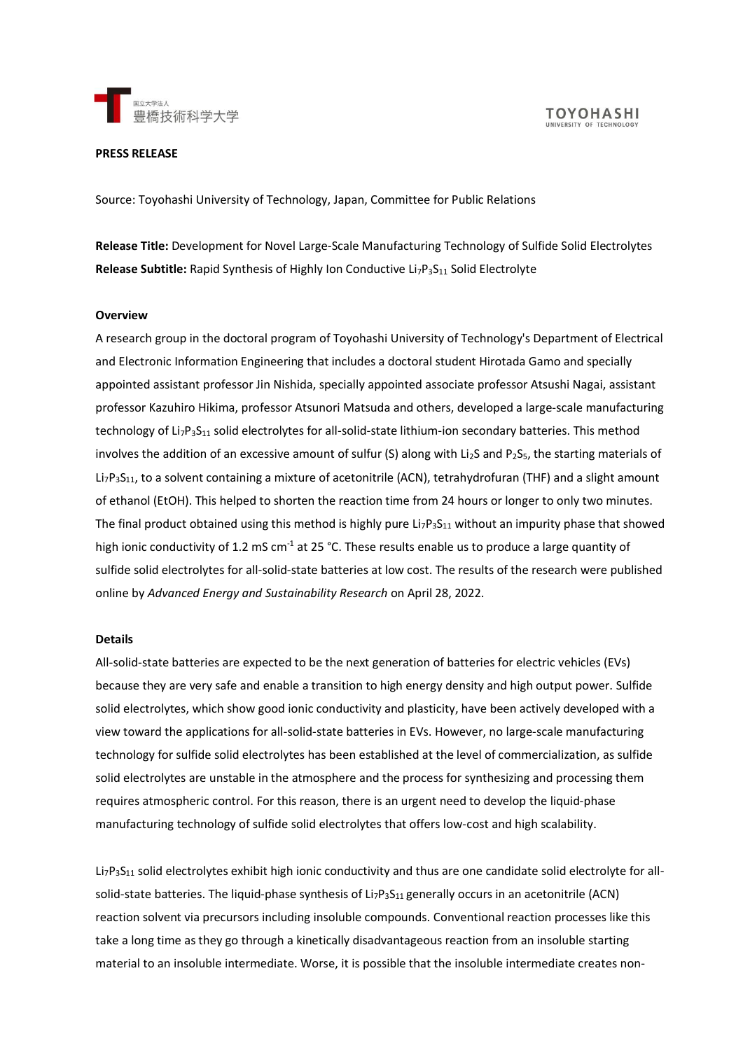**PRESS RELEASE**

Source: Toyohashi University of Technology, Japan, Committee for Public Relations

**Release Title:** Development for Novel Large-Scale Manufacturing Technology of Sulfide Solid Electrolytes
**Release Subtitle:** Rapid Synthesis of Highly Ion Conductive $Li_7P_3S_{11}$ Solid Electrolyte

**Overview**

A research group in the doctoral program of Toyohashi University of Technology's Department of Electrical and Electronic Information Engineering that includes a doctoral student Hirotada Gamo and specially appointed assistant professor Jin Nishida, specially appointed associate professor Atsushi Nagai, assistant professor Kazuhiro Hikima, professor Atsunori Matsuda and others, developed a large-scale manufacturing technology of $Li_7P_3S_{11}$ solid electrolytes for all-solid-state lithium-ion secondary batteries. This method involves the addition of an excessive amount of sulfur (S) along with $Li_2S$ and $P_2S_5$, the starting materials of $Li_7P_3S_{11}$, to a solvent containing a mixture of acetonitrile (ACN), tetrahydrofuran (THF) and a slight amount of ethanol (EtOH). This helped to shorten the reaction time from 24 hours or longer to only two minutes. The final product obtained using this method is highly pure $Li_7P_3S_{11}$ without an impurity phase that showed high ionic conductivity of 1.2 mS $cm^{-1}$ at 25 °C. These results enable us to produce a large quantity of sulfide solid electrolytes for all-solid-state batteries at low cost. The results of the research were published online by *Advanced Energy and Sustainability Research* on April 28, 2022.

**Details**

All-solid-state batteries are expected to be the next generation of batteries for electric vehicles (EVs) because they are very safe and enable a transition to high energy density and high output power. Sulfide solid electrolytes, which show good ionic conductivity and plasticity, have been actively developed with a view toward the applications for all-solid-state batteries in EVs. However, no large-scale manufacturing technology for sulfide solid electrolytes has been established at the level of commercialization, as sulfide solid electrolytes are unstable in the atmosphere and the process for synthesizing and processing them requires atmospheric control. For this reason, there is an urgent need to develop the liquid-phase manufacturing technology of sulfide solid electrolytes that offers low-cost and high scalability.

$Li_7P_3S_{11}$ solid electrolytes exhibit high ionic conductivity and thus are one candidate solid electrolyte for all-solid-state batteries. The liquid-phase synthesis of $Li_7P_3S_{11}$ generally occurs in an acetonitrile (ACN) reaction solvent via precursors including insoluble compounds. Conventional reaction processes like this take a long time as they go through a kinetically disadvantageous reaction from an insoluble starting material to an insoluble intermediate. Worse, it is possible that the insoluble intermediate creates non-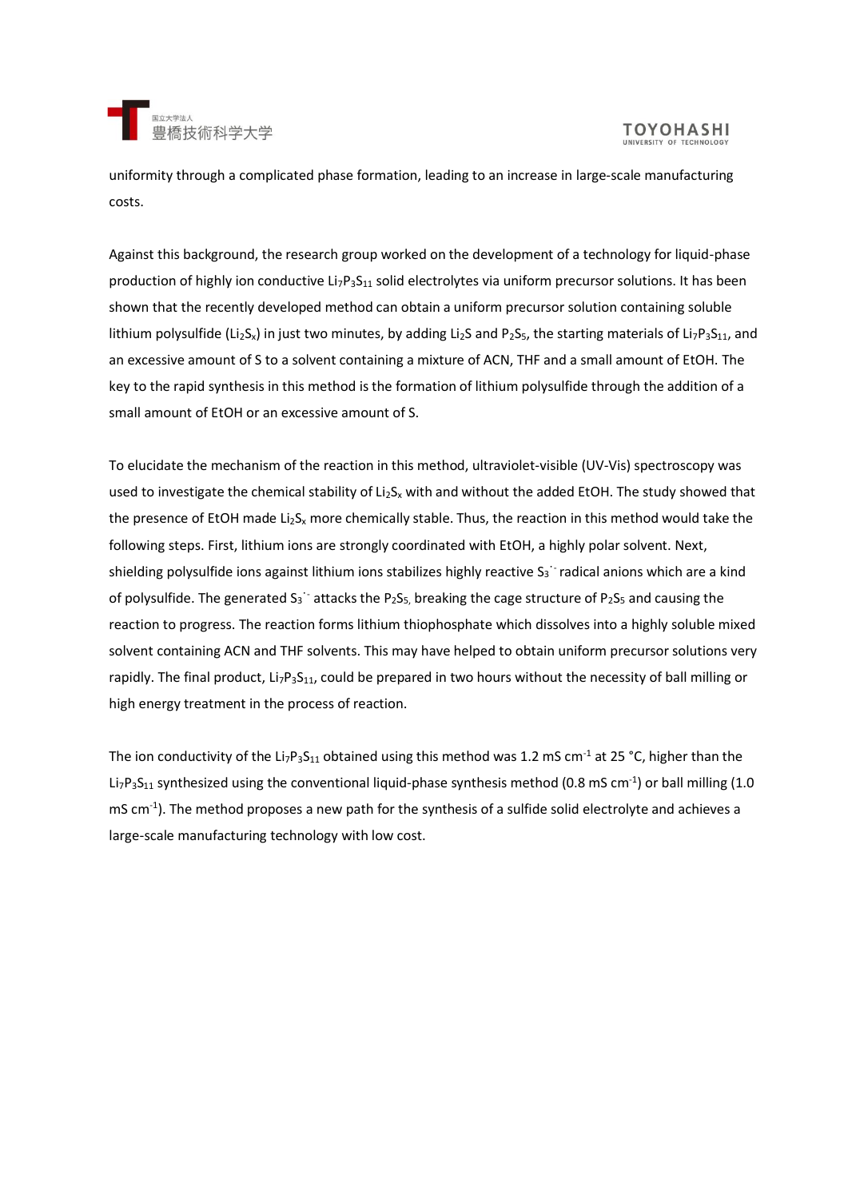uniformity through a complicated phase formation, leading to an increase in large-scale manufacturing costs.

Against this background, the research group worked on the development of a technology for liquid-phase production of highly ion conductive $Li_7P_3S_{11}$ solid electrolytes via uniform precursor solutions. It has been shown that the recently developed method can obtain a uniform precursor solution containing soluble lithium polysulfide ($Li_2S_x$) in just two minutes, by adding $Li_2S$ and $P_2S_5$, the starting materials of $Li_7P_3S_{11}$, and an excessive amount of S to a solvent containing a mixture of ACN, THF and a small amount of EtOH. The key to the rapid synthesis in this method is the formation of lithium polysulfide through the addition of a small amount of EtOH or an excessive amount of S.

To elucidate the mechanism of the reaction in this method, ultraviolet-visible (UV-Vis) spectroscopy was used to investigate the chemical stability of $Li_2S_x$ with and without the added EtOH. The study showed that the presence of EtOH made $Li_2S_x$ more chemically stable. Thus, the reaction in this method would take the following steps. First, lithium ions are strongly coordinated with EtOH, a highly polar solvent. Next, shielding polysulfide ions against lithium ions stabilizes highly reactive $S_3^{\cdot -}$ radical anions which are a kind of polysulfide. The generated $S_3^{\cdot -}$ attacks the $P_2S_5$, breaking the cage structure of $P_2S_5$ and causing the reaction to progress. The reaction forms lithium thiophosphate which dissolves into a highly soluble mixed solvent containing ACN and THF solvents. This may have helped to obtain uniform precursor solutions very rapidly. The final product, $Li_7P_3S_{11}$, could be prepared in two hours without the necessity of ball milling or high energy treatment in the process of reaction.

The ion conductivity of the $Li_7P_3S_{11}$ obtained using this method was 1.2 mS cm$^{-1}$ at 25 °C, higher than the $Li_7P_3S_{11}$ synthesized using the conventional liquid-phase synthesis method (0.8 mS cm$^{-1}$) or ball milling (1.0 mS cm$^{-1}$). The method proposes a new path for the synthesis of a sulfide solid electrolyte and achieves a large-scale manufacturing technology with low cost.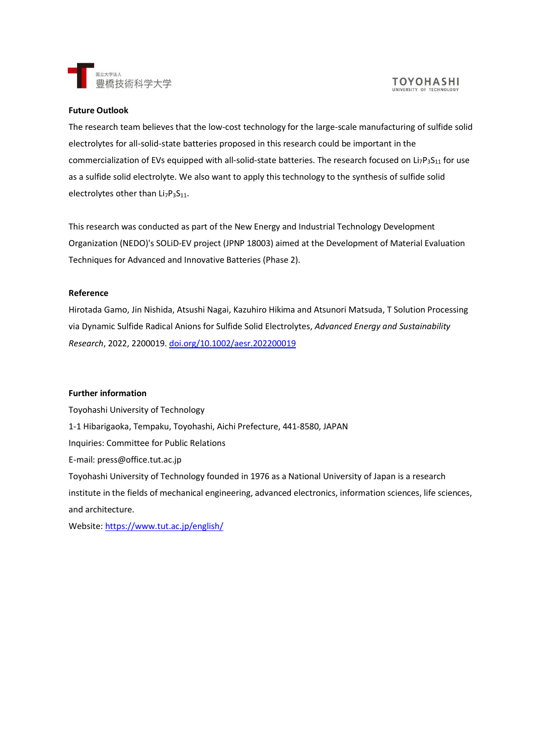**Future Outlook**

The research team believes that the low-cost technology for the large-scale manufacturing of sulfide solid electrolytes for all-solid-state batteries proposed in this research could be important in the commercialization of EVs equipped with all-solid-state batteries. The research focused on $Li_7P_3S_{11}$ for use as a sulfide solid electrolyte. We also want to apply this technology to the synthesis of sulfide solid electrolytes other than $Li_7P_3S_{11}$.

This research was conducted as part of the New Energy and Industrial Technology Development Organization (NEDO)'s SOLiD-EV project (JPNP 18003) aimed at the Development of Material Evaluation Techniques for Advanced and Innovative Batteries (Phase 2).

**Reference**

Hirotada Gamo, Jin Nishida, Atsushi Nagai, Kazuhiro Hikima and Atsunori Matsuda, T Solution Processing via Dynamic Sulfide Radical Anions for Sulfide Solid Electrolytes, *Advanced Energy and Sustainability Research*, 2022, 2200019. [doi.org/10.1002/aesr.202200019](https://doi.org/10.1002/aesr.202200019)

**Further information**

Toyohashi University of Technology
1-1 Hibarigaoka, Tempaku, Toyohashi, Aichi Prefecture, 441-8580, JAPAN
Inquiries: Committee for Public Relations
E-mail: press@office.tut.ac.jp
Toyohashi University of Technology founded in 1976 as a National University of Japan is a research institute in the fields of mechanical engineering, advanced electronics, information sciences, life sciences, and architecture.
Website: [https://www.tut.ac.jp/english/](https://www.tut.ac.jp/english/)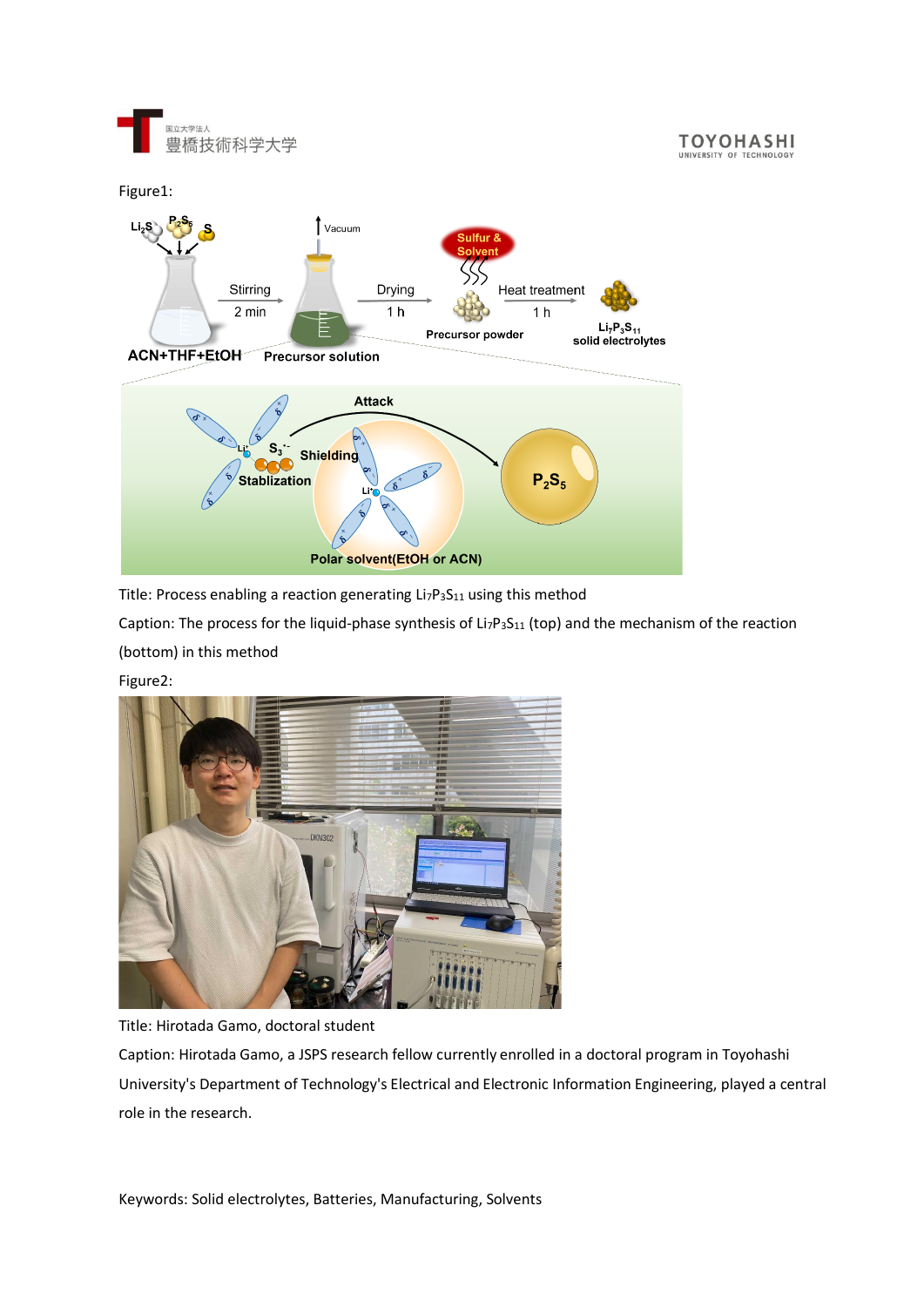Figure1:

Li$_2$S P$_2$S$_5$ S

Stirring
2 min

Vacuum

Drying
1 h

Sulfur & Solvent

Heat treatment
1 h

ACN+THF+EtOH

Precursor solution

Precursor powder

Li$_7$P$_3$S$_{11}$
solid electrolytes

Attack

S$_3^{\bullet-}$

Shielding

Stablization

P$_2$S$_5$

Polar solvent(EtOH or ACN)

Title: Process enabling a reaction generating $Li_7P_3S_{11}$ using this method

Caption: The process for the liquid-phase synthesis of $Li_7P_3S_{11}$ (top) and the mechanism of the reaction (bottom) in this method

Figure2:

Title: Hirotada Gamo, doctoral student

Caption: Hirotada Gamo, a JSPS research fellow currently enrolled in a doctoral program in Toyohashi University's Department of Technology's Electrical and Electronic Information Engineering, played a central role in the research.

Keywords: Solid electrolytes, Batteries, Manufacturing, Solvents